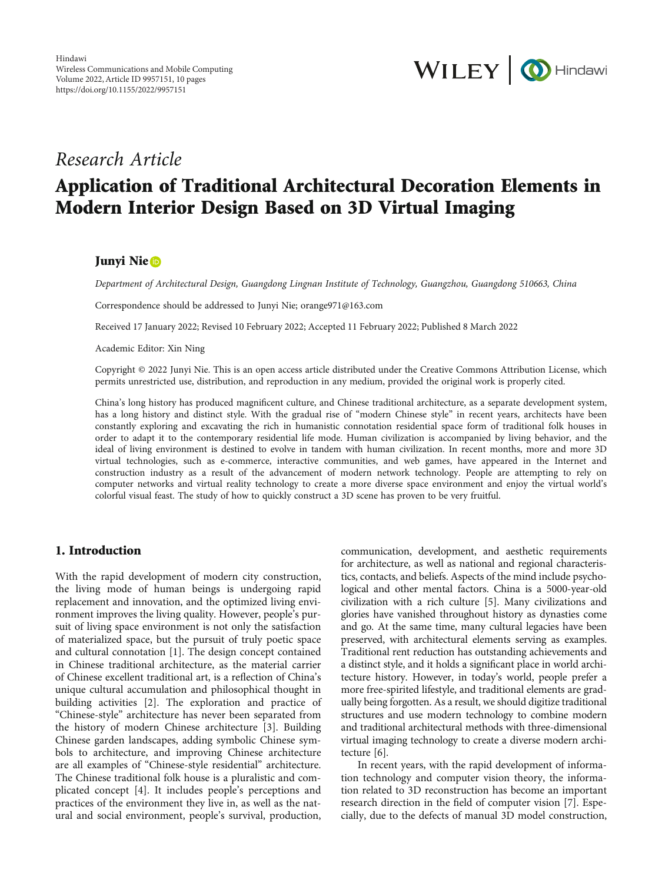Hindawi
Wireless Communications and Mobile Computing
Volume 2022, Article ID 9957151, 10 pages
https://doi.org/10.1155/2022/9957151

*Research Article*

# Application of Traditional Architectural Decoration Elements in Modern Interior Design Based on 3D Virtual Imaging

**Junyi Nie**

*Department of Architectural Design, Guangdong Lingnan Institute of Technology, Guangzhou, Guangdong 510663, China*

Correspondence should be addressed to Junyi Nie; orange971@163.com

Received 17 January 2022; Revised 10 February 2022; Accepted 11 February 2022; Published 8 March 2022

Academic Editor: Xin Ning

Copyright © 2022 Junyi Nie. This is an open access article distributed under the Creative Commons Attribution License, which permits unrestricted use, distribution, and reproduction in any medium, provided the original work is properly cited.

China's long history has produced magnificent culture, and Chinese traditional architecture, as a separate development system, has a long history and distinct style. With the gradual rise of "modern Chinese style" in recent years, architects have been constantly exploring and excavating the rich in humanistic connotation residential space form of traditional folk houses in order to adapt it to the contemporary residential life mode. Human civilization is accompanied by living behavior, and the ideal of living environment is destined to evolve in tandem with human civilization. In recent months, more and more 3D virtual technologies, such as e-commerce, interactive communities, and web games, have appeared in the Internet and construction industry as a result of the advancement of modern network technology. People are attempting to rely on computer networks and virtual reality technology to create a more diverse space environment and enjoy the virtual world's colorful visual feast. The study of how to quickly construct a 3D scene has proven to be very fruitful.

## 1. Introduction

With the rapid development of modern city construction, the living mode of human beings is undergoing rapid replacement and innovation, and the optimized living environment improves the living quality. However, people's pursuit of living space environment is not only the satisfaction of materialized space, but the pursuit of truly poetic space and cultural connotation [1]. The design concept contained in Chinese traditional architecture, as the material carrier of Chinese excellent traditional art, is a reflection of China's unique cultural accumulation and philosophical thought in building activities [2]. The exploration and practice of "Chinese-style" architecture has never been separated from the history of modern Chinese architecture [3]. Building Chinese garden landscapes, adding symbolic Chinese symbols to architecture, and improving Chinese architecture are all examples of "Chinese-style residential" architecture. The Chinese traditional folk house is a pluralistic and complicated concept [4]. It includes people's perceptions and practices of the environment they live in, as well as the natural and social environment, people's survival, production, communication, development, and aesthetic requirements for architecture, as well as national and regional characteristics, contacts, and beliefs. Aspects of the mind include psychological and other mental factors. China is a 5000-year-old civilization with a rich culture [5]. Many civilizations and glories have vanished throughout history as dynasties come and go. At the same time, many cultural legacies have been preserved, with architectural elements serving as examples. Traditional rent reduction has outstanding achievements and a distinct style, and it holds a significant place in world architecture history. However, in today's world, people prefer a more free-spirited lifestyle, and traditional elements are gradually being forgotten. As a result, we should digitize traditional structures and use modern technology to combine modern and traditional architectural methods with three-dimensional virtual imaging technology to create a diverse modern architecture [6].

In recent years, with the rapid development of information technology and computer vision theory, the information related to 3D reconstruction has become an important research direction in the field of computer vision [7]. Especially, due to the defects of manual 3D model construction,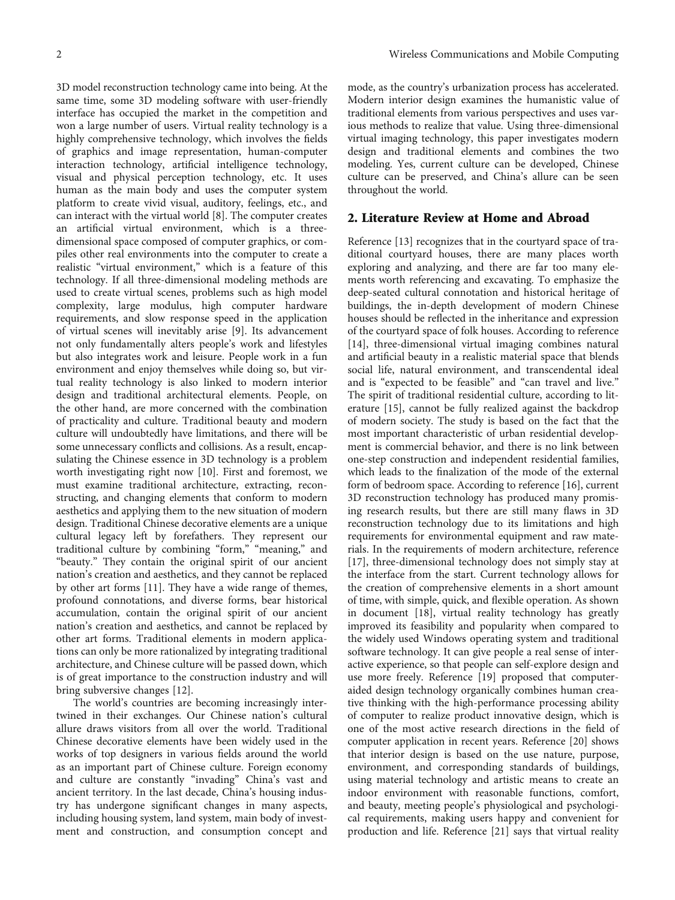3D model reconstruction technology came into being. At the same time, some 3D modeling software with user-friendly interface has occupied the market in the competition and won a large number of users. Virtual reality technology is a highly comprehensive technology, which involves the fields of graphics and image representation, human-computer interaction technology, artificial intelligence technology, visual and physical perception technology, etc. It uses human as the main body and uses the computer system platform to create vivid visual, auditory, feelings, etc., and can interact with the virtual world [8]. The computer creates an artificial virtual environment, which is a three-dimensional space composed of computer graphics, or compiles other real environments into the computer to create a realistic "virtual environment," which is a feature of this technology. If all three-dimensional modeling methods are used to create virtual scenes, problems such as high model complexity, large modulus, high computer hardware requirements, and slow response speed in the application of virtual scenes will inevitably arise [9]. Its advancement not only fundamentally alters people's work and lifestyles but also integrates work and leisure. People work in a fun environment and enjoy themselves while doing so, but virtual reality technology is also linked to modern interior design and traditional architectural elements. People, on the other hand, are more concerned with the combination of practicality and culture. Traditional beauty and modern culture will undoubtedly have limitations, and there will be some unnecessary conflicts and collisions. As a result, encapsulating the Chinese essence in 3D technology is a problem worth investigating right now [10]. First and foremost, we must examine traditional architecture, extracting, reconstructing, and changing elements that conform to modern aesthetics and applying them to the new situation of modern design. Traditional Chinese decorative elements are a unique cultural legacy left by forefathers. They represent our traditional culture by combining "form," "meaning," and "beauty." They contain the original spirit of our ancient nation's creation and aesthetics, and they cannot be replaced by other art forms [11]. They have a wide range of themes, profound connotations, and diverse forms, bear historical accumulation, contain the original spirit of our ancient nation's creation and aesthetics, and cannot be replaced by other art forms. Traditional elements in modern applications can only be more rationalized by integrating traditional architecture, and Chinese culture will be passed down, which is of great importance to the construction industry and will bring subversive changes [12].

The world's countries are becoming increasingly intertwined in their exchanges. Our Chinese nation's cultural allure draws visitors from all over the world. Traditional Chinese decorative elements have been widely used in the works of top designers in various fields around the world as an important part of Chinese culture. Foreign economy and culture are constantly "invading" China's vast and ancient territory. In the last decade, China's housing industry has undergone significant changes in many aspects, including housing system, land system, main body of investment and construction, and consumption concept and mode, as the country's urbanization process has accelerated. Modern interior design examines the humanistic value of traditional elements from various perspectives and uses various methods to realize that value. Using three-dimensional virtual imaging technology, this paper investigates modern design and traditional elements and combines the two modeling. Yes, current culture can be developed, Chinese culture can be preserved, and China's allure can be seen throughout the world.

## 2. Literature Review at Home and Abroad

Reference [13] recognizes that in the courtyard space of traditional courtyard houses, there are many places worth exploring and analyzing, and there are far too many elements worth referencing and excavating. To emphasize the deep-seated cultural connotation and historical heritage of buildings, the in-depth development of modern Chinese houses should be reflected in the inheritance and expression of the courtyard space of folk houses. According to reference [14], three-dimensional virtual imaging combines natural and artificial beauty in a realistic material space that blends social life, natural environment, and transcendental ideal and is "expected to be feasible" and "can travel and live." The spirit of traditional residential culture, according to literature [15], cannot be fully realized against the backdrop of modern society. The study is based on the fact that the most important characteristic of urban residential development is commercial behavior, and there is no link between one-step construction and independent residential families, which leads to the finalization of the mode of the external form of bedroom space. According to reference [16], current 3D reconstruction technology has produced many promising research results, but there are still many flaws in 3D reconstruction technology due to its limitations and high requirements for environmental equipment and raw materials. In the requirements of modern architecture, reference [17], three-dimensional technology does not simply stay at the interface from the start. Current technology allows for the creation of comprehensive elements in a short amount of time, with simple, quick, and flexible operation. As shown in document [18], virtual reality technology has greatly improved its feasibility and popularity when compared to the widely used Windows operating system and traditional software technology. It can give people a real sense of interactive experience, so that people can self-explore design and use more freely. Reference [19] proposed that computer-aided design technology organically combines human creative thinking with the high-performance processing ability of computer to realize product innovative design, which is one of the most active research directions in the field of computer application in recent years. Reference [20] shows that interior design is based on the use nature, purpose, environment, and corresponding standards of buildings, using material technology and artistic means to create an indoor environment with reasonable functions, comfort, and beauty, meeting people's physiological and psychological requirements, making users happy and convenient for production and life. Reference [21] says that virtual reality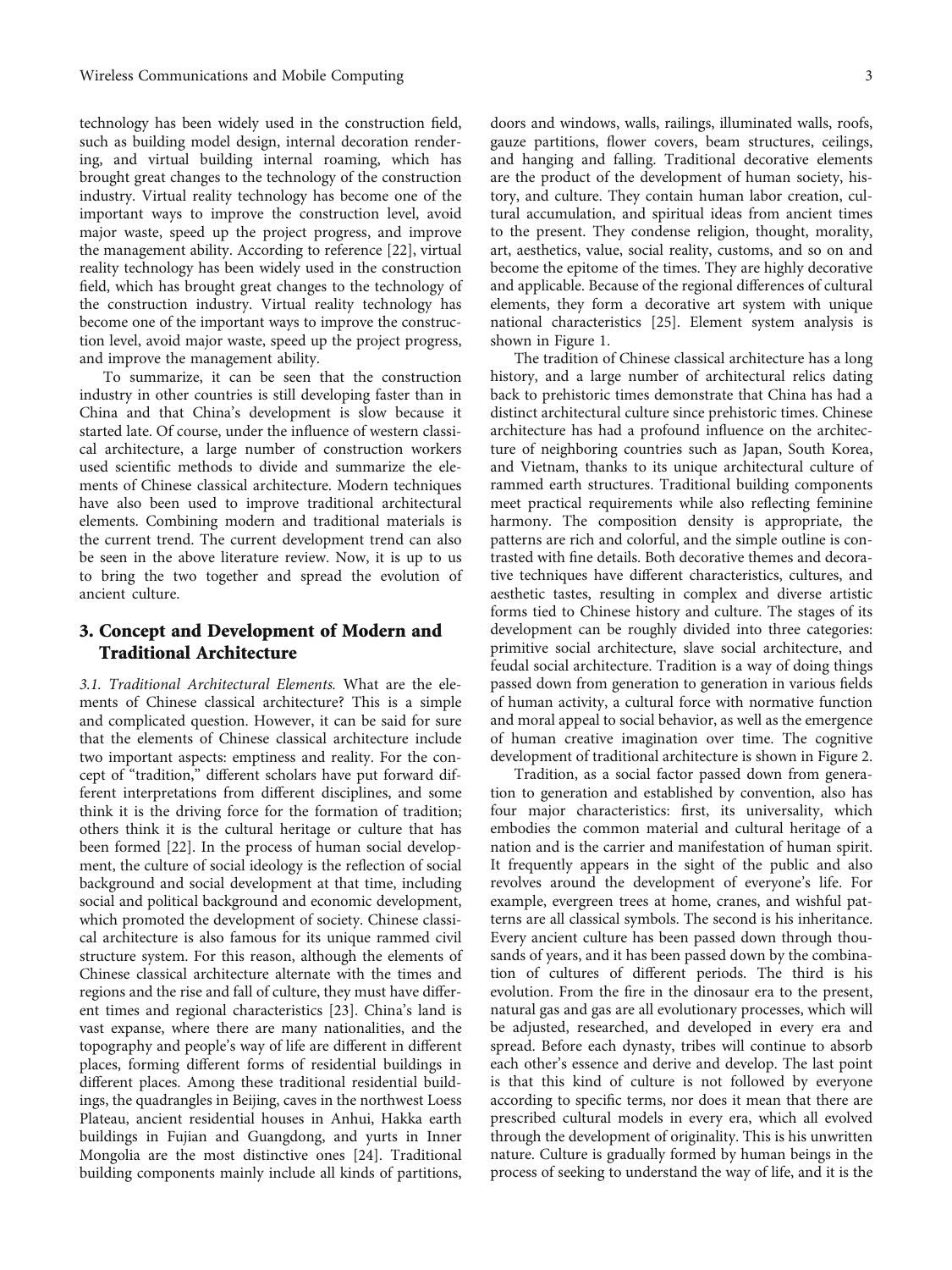technology has been widely used in the construction field, such as building model design, internal decoration rendering, and virtual building internal roaming, which has brought great changes to the technology of the construction industry. Virtual reality technology has become one of the important ways to improve the construction level, avoid major waste, speed up the project progress, and improve the management ability. According to reference [22], virtual reality technology has been widely used in the construction field, which has brought great changes to the technology of the construction industry. Virtual reality technology has become one of the important ways to improve the construction level, avoid major waste, speed up the project progress, and improve the management ability.

To summarize, it can be seen that the construction industry in other countries is still developing faster than in China and that China's development is slow because it started late. Of course, under the influence of western classical architecture, a large number of construction workers used scientific methods to divide and summarize the elements of Chinese classical architecture. Modern techniques have also been used to improve traditional architectural elements. Combining modern and traditional materials is the current trend. The current development trend can also be seen in the above literature review. Now, it is up to us to bring the two together and spread the evolution of ancient culture.

## 3. Concept and Development of Modern and Traditional Architecture

*3.1. Traditional Architectural Elements.* What are the elements of Chinese classical architecture? This is a simple and complicated question. However, it can be said for sure that the elements of Chinese classical architecture include two important aspects: emptiness and reality. For the concept of "tradition," different scholars have put forward different interpretations from different disciplines, and some think it is the driving force for the formation of tradition; others think it is the cultural heritage or culture that has been formed [22]. In the process of human social development, the culture of social ideology is the reflection of social background and social development at that time, including social and political background and economic development, which promoted the development of society. Chinese classical architecture is also famous for its unique rammed civil structure system. For this reason, although the elements of Chinese classical architecture alternate with the times and regions and the rise and fall of culture, they must have different times and regional characteristics [23]. China's land is vast expanse, where there are many nationalities, and the topography and people's way of life are different in different places, forming different forms of residential buildings in different places. Among these traditional residential buildings, the quadrangles in Beijing, caves in the northwest Loess Plateau, ancient residential houses in Anhui, Hakka earth buildings in Fujian and Guangdong, and yurts in Inner Mongolia are the most distinctive ones [24]. Traditional building components mainly include all kinds of partitions, doors and windows, walls, railings, illuminated walls, roofs, gauze partitions, flower covers, beam structures, ceilings, and hanging and falling. Traditional decorative elements are the product of the development of human society, history, and culture. They contain human labor creation, cultural accumulation, and spiritual ideas from ancient times to the present. They condense religion, thought, morality, art, aesthetics, value, social reality, customs, and so on and become the epitome of the times. They are highly decorative and applicable. Because of the regional differences of cultural elements, they form a decorative art system with unique national characteristics [25]. Element system analysis is shown in Figure 1.

The tradition of Chinese classical architecture has a long history, and a large number of architectural relics dating back to prehistoric times demonstrate that China has had a distinct architectural culture since prehistoric times. Chinese architecture has had a profound influence on the architecture of neighboring countries such as Japan, South Korea, and Vietnam, thanks to its unique architectural culture of rammed earth structures. Traditional building components meet practical requirements while also reflecting feminine harmony. The composition density is appropriate, the patterns are rich and colorful, and the simple outline is contrasted with fine details. Both decorative themes and decorative techniques have different characteristics, cultures, and aesthetic tastes, resulting in complex and diverse artistic forms tied to Chinese history and culture. The stages of its development can be roughly divided into three categories: primitive social architecture, slave social architecture, and feudal social architecture. Tradition is a way of doing things passed down from generation to generation in various fields of human activity, a cultural force with normative function and moral appeal to social behavior, as well as the emergence of human creative imagination over time. The cognitive development of traditional architecture is shown in Figure 2.

Tradition, as a social factor passed down from generation to generation and established by convention, also has four major characteristics: first, its universality, which embodies the common material and cultural heritage of a nation and is the carrier and manifestation of human spirit. It frequently appears in the sight of the public and also revolves around the development of everyone's life. For example, evergreen trees at home, cranes, and wishful patterns are all classical symbols. The second is his inheritance. Every ancient culture has been passed down through thousands of years, and it has been passed down by the combination of cultures of different periods. The third is his evolution. From the fire in the dinosaur era to the present, natural gas and gas are all evolutionary processes, which will be adjusted, researched, and developed in every era and spread. Before each dynasty, tribes will continue to absorb each other's essence and derive and develop. The last point is that this kind of culture is not followed by everyone according to specific terms, nor does it mean that there are prescribed cultural models in every era, which all evolved through the development of originality. This is his unwritten nature. Culture is gradually formed by human beings in the process of seeking to understand the way of life, and it is the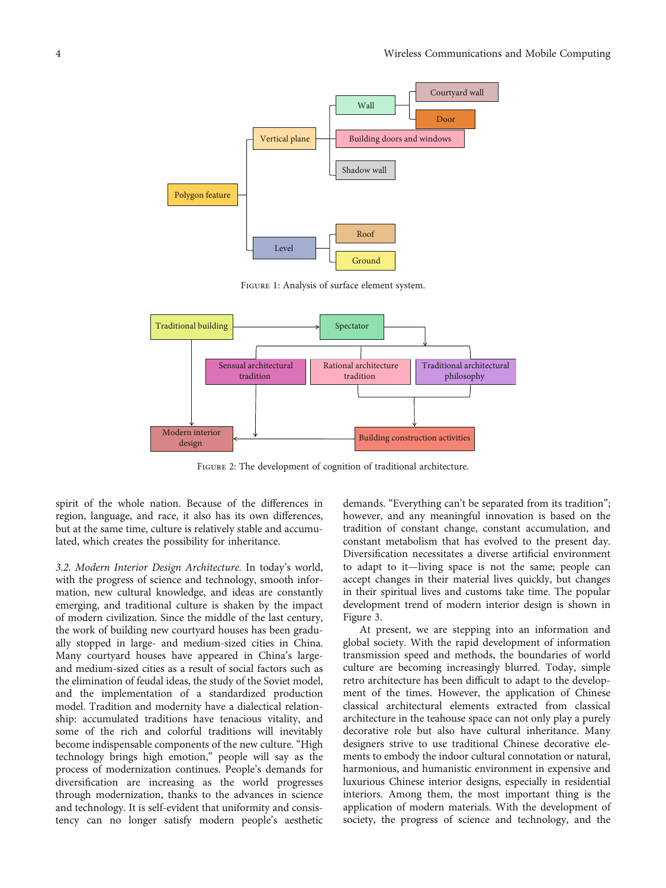Figure 1: Analysis of surface element system.

Figure 2: The development of cognition of traditional architecture.

spirit of the whole nation. Because of the differences in region, language, and race, it also has its own differences, but at the same time, culture is relatively stable and accumulated, which creates the possibility for inheritance.

*3.2. Modern Interior Design Architecture.* In today's world, with the progress of science and technology, smooth information, new cultural knowledge, and ideas are constantly emerging, and traditional culture is shaken by the impact of modern civilization. Since the middle of the last century, the work of building new courtyard houses has been gradually stopped in large- and medium-sized cities in China. Many courtyard houses have appeared in China's large- and medium-sized cities as a result of social factors such as the elimination of feudal ideas, the study of the Soviet model, and the implementation of a standardized production model. Tradition and modernity have a dialectical relationship: accumulated traditions have tenacious vitality, and some of the rich and colorful traditions will inevitably become indispensable components of the new culture. "High technology brings high emotion," people will say as the process of modernization continues. People's demands for diversification are increasing as the world progresses through modernization, thanks to the advances in science and technology. It is self-evident that uniformity and consistency can no longer satisfy modern people's aesthetic demands. "Everything can't be separated from its tradition"; however, and any meaningful innovation is based on the tradition of constant change, constant accumulation, and constant metabolism that has evolved to the present day. Diversification necessitates a diverse artificial environment to adapt to it—living space is not the same; people can accept changes in their material lives quickly, but changes in their spiritual lives and customs take time. The popular development trend of modern interior design is shown in Figure 3.

At present, we are stepping into an information and global society. With the rapid development of information transmission speed and methods, the boundaries of world culture are becoming increasingly blurred. Today, simple retro architecture has been difficult to adapt to the development of the times. However, the application of Chinese classical architectural elements extracted from classical architecture in the teahouse space can not only play a purely decorative role but also have cultural inheritance. Many designers strive to use traditional Chinese decorative elements to embody the indoor cultural connotation or natural, harmonious, and humanistic environment in expensive and luxurious Chinese interior designs, especially in residential interiors. Among them, the most important thing is the application of modern materials. With the development of society, the progress of science and technology, and the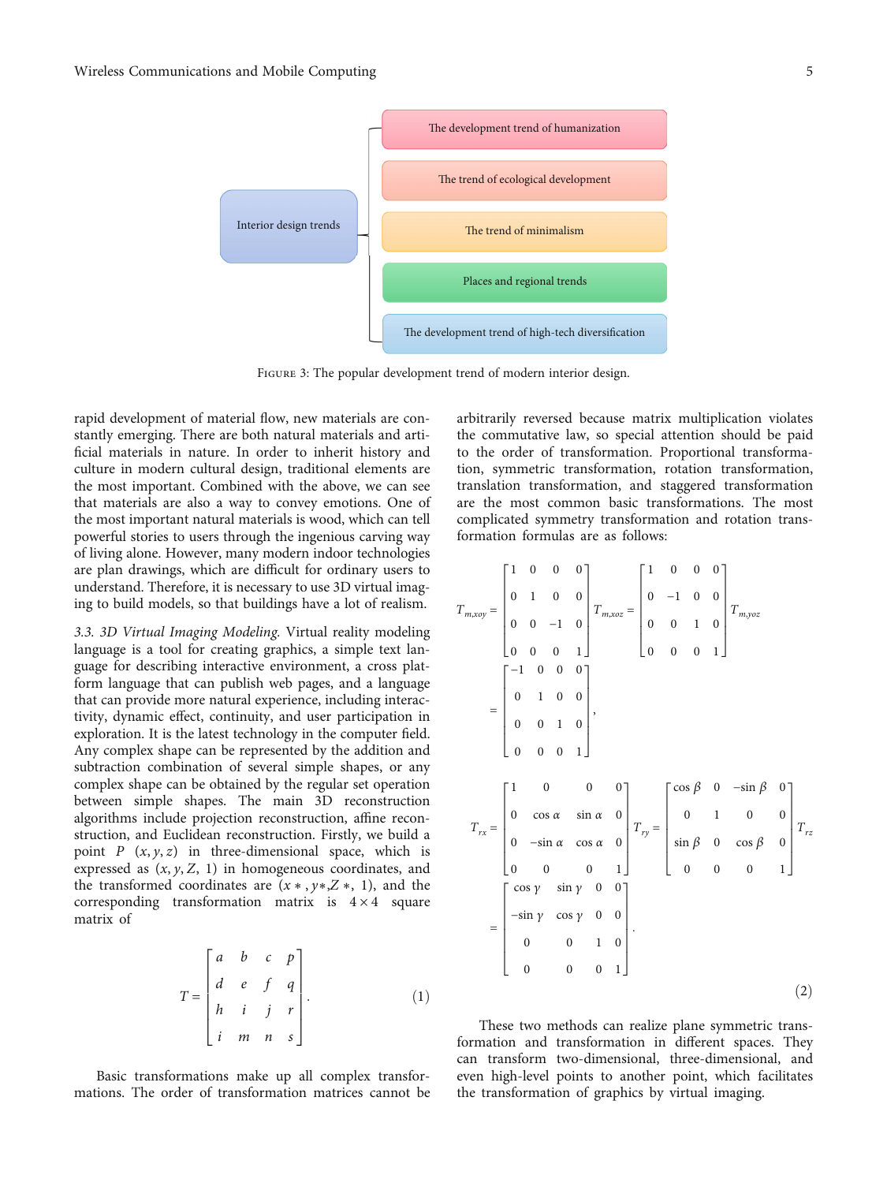Interior design trends

The development trend of humanization

The trend of ecological development

The trend of minimalism

Places and regional trends

The development trend of high-tech diversification

Figure 3: The popular development trend of modern interior design.

rapid development of material flow, new materials are constantly emerging. There are both natural materials and artificial materials in nature. In order to inherit history and culture in modern cultural design, traditional elements are the most important. Combined with the above, we can see that materials are also a way to convey emotions. One of the most important natural materials is wood, which can tell powerful stories to users through the ingenious carving way of living alone. However, many modern indoor technologies are plan drawings, which are difficult for ordinary users to understand. Therefore, it is necessary to use 3D virtual imaging to build models, so that buildings have a lot of realism.

*3.3. 3D Virtual Imaging Modeling.* Virtual reality modeling language is a tool for creating graphics, a simple text language for describing interactive environment, a cross platform language that can publish web pages, and a language that can provide more natural experience, including interactivity, dynamic effect, continuity, and user participation in exploration. It is the latest technology in the computer field. Any complex shape can be represented by the addition and subtraction combination of several simple shapes, or any complex shape can be obtained by the regular set operation between simple shapes. The main 3D reconstruction algorithms include projection reconstruction, affine reconstruction, and Euclidean reconstruction. Firstly, we build a point $P\ (x, y, z)$ in three-dimensional space, which is expressed as $(x, y, Z, 1)$ in homogeneous coordinates, and the transformed coordinates are $(x*, y*, Z*, 1)$, and the corresponding transformation matrix is $4 \times 4$ square matrix of

$$T = \begin{bmatrix} a & b & c & p \\ d & e & f & q \\ h & i & j & r \\ i & m & n & s \end{bmatrix}. \tag{1}$$

Basic transformations make up all complex transformations. The order of transformation matrices cannot be arbitrarily reversed because matrix multiplication violates the commutative law, so special attention should be paid to the order of transformation. Proportional transformation, symmetric transformation, rotation transformation, translation transformation, and staggered transformation are the most common basic transformations. The most complicated symmetry transformation and rotation transformation formulas are as follows:

$$\begin{gathered} T_{m,xoy} = \begin{bmatrix} 1 & 0 & 0 & 0 \\ 0 & 1 & 0 & 0 \\ 0 & 0 & -1 & 0 \\ 0 & 0 & 0 & 1 \end{bmatrix} T_{m,xoz} = \begin{bmatrix} 1 & 0 & 0 & 0 \\ 0 & -1 & 0 & 0 \\ 0 & 0 & 1 & 0 \\ 0 & 0 & 0 & 1 \end{bmatrix} T_{m,yoz} = \begin{bmatrix} -1 & 0 & 0 & 0 \\ 0 & 1 & 0 & 0 \\ 0 & 0 & 1 & 0 \\ 0 & 0 & 0 & 1 \end{bmatrix}, \\ T_{rx} = \begin{bmatrix} 1 & 0 & 0 & 0 \\ 0 & \cos\alpha & \sin\alpha & 0 \\ 0 & -\sin\alpha & \cos\alpha & 0 \\ 0 & 0 & 0 & 1 \end{bmatrix} T_{ry} = \begin{bmatrix} \cos\beta & 0 & -\sin\beta & 0 \\ 0 & 1 & 0 & 0 \\ \sin\beta & 0 & \cos\beta & 0 \\ 0 & 0 & 0 & 1 \end{bmatrix} T_{rz} = \begin{bmatrix} \cos\gamma & \sin\gamma & 0 & 0 \\ -\sin\gamma & \cos\gamma & 0 & 0 \\ 0 & 0 & 1 & 0 \\ 0 & 0 & 0 & 1 \end{bmatrix}. \end{gathered} \tag{2}$$

These two methods can realize plane symmetric transformation and transformation in different spaces. They can transform two-dimensional, three-dimensional, and even high-level points to another point, which facilitates the transformation of graphics by virtual imaging.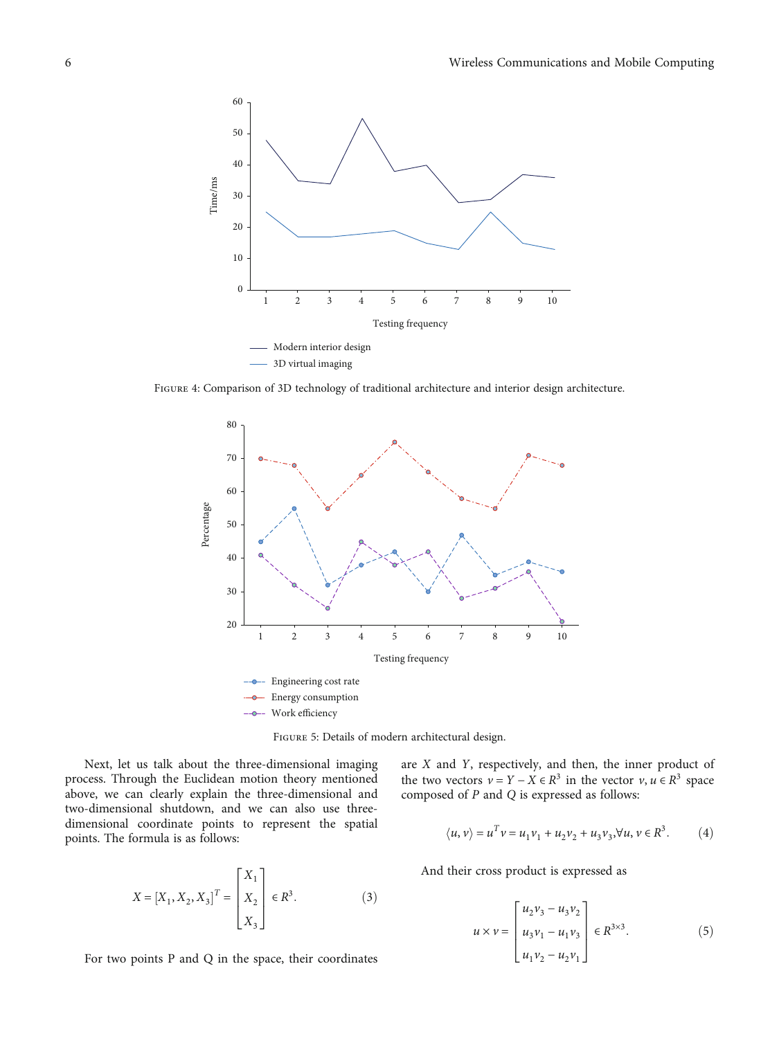Figure 4: Comparison of 3D technology of traditional architecture and interior design architecture.

Figure 5: Details of modern architectural design.

Next, let us talk about the three-dimensional imaging process. Through the Euclidean motion theory mentioned above, we can clearly explain the three-dimensional and two-dimensional shutdown, and we can also use three-dimensional coordinate points to represent the spatial points. The formula is as follows:

$$X = [X_1, X_2, X_3]^T = \begin{bmatrix} X_1 \\ X_2 \\ X_3 \end{bmatrix} \in R^3. \tag{3}$$

For two points P and Q in the space, their coordinates are $X$ and $Y$, respectively, and then, the inner product of the two vectors $v = Y - X \in R^3$ in the vector $v, u \in R^3$ space composed of $P$ and $Q$ is expressed as follows:

$$\langle u, v \rangle = u^T v = u_1 v_1 + u_2 v_2 + u_3 v_3, \forall u, v \in R^3. \tag{4}$$

And their cross product is expressed as

$$u \times v = \begin{bmatrix} u_2 v_3 - u_3 v_2 \\ u_3 v_1 - u_1 v_3 \\ u_1 v_2 - u_2 v_1 \end{bmatrix} \in R^{3\times 3}. \tag{5}$$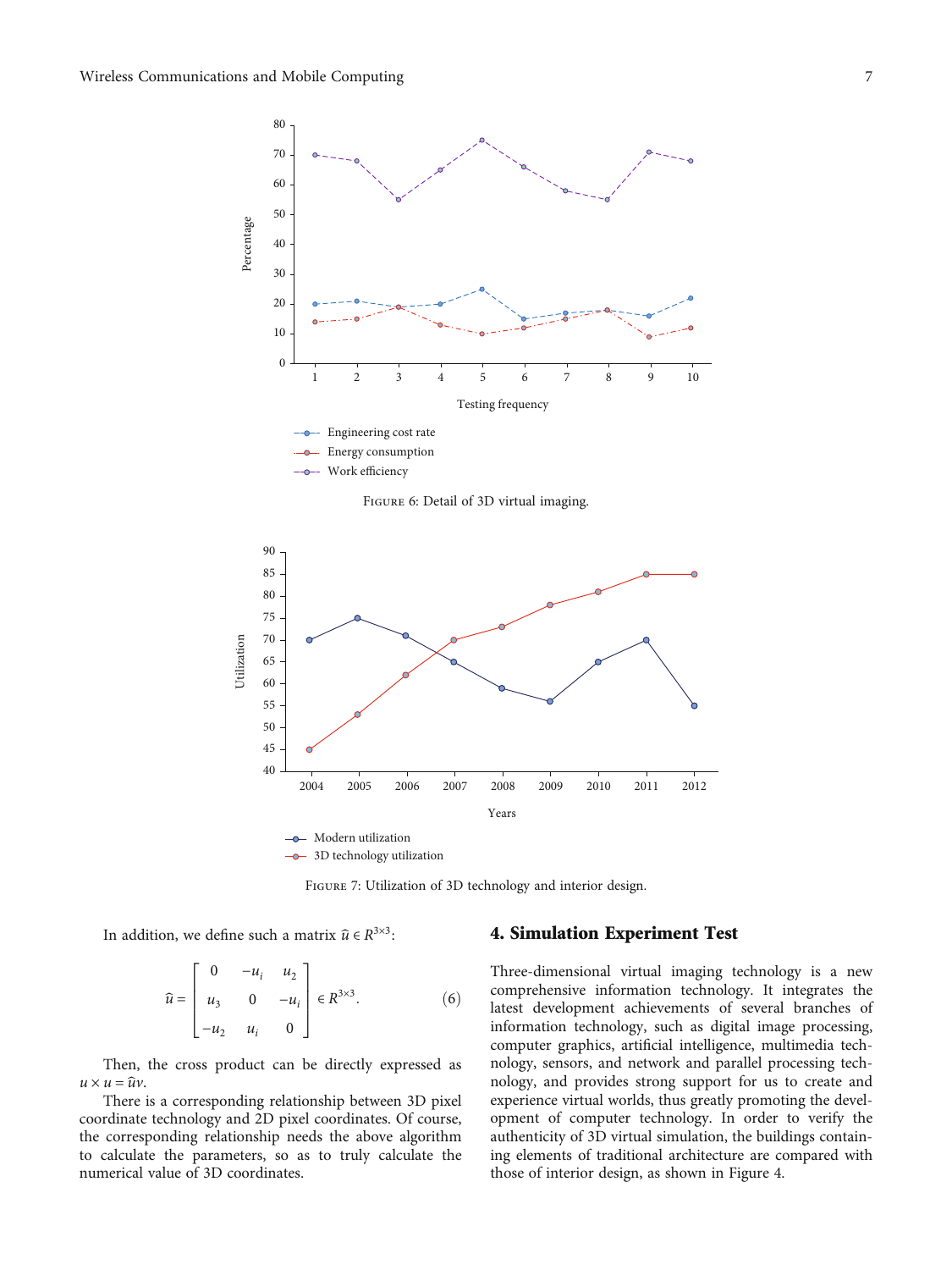Figure 6: Detail of 3D virtual imaging.

Figure 7: Utilization of 3D technology and interior design.

In addition, we define such a matrix $\hat{u} \in R^{3\times3}$:

$$\hat{u} = \begin{bmatrix} 0 & -u_i & u_2 \\ u_3 & 0 & -u_i \\ -u_2 & u_i & 0 \end{bmatrix} \in R^{3\times3}. \tag{6}$$

Then, the cross product can be directly expressed as $u \times u = \hat{u}v$.

There is a corresponding relationship between 3D pixel coordinate technology and 2D pixel coordinates. Of course, the corresponding relationship needs the above algorithm to calculate the parameters, so as to truly calculate the numerical value of 3D coordinates.

## 4. Simulation Experiment Test

Three-dimensional virtual imaging technology is a new comprehensive information technology. It integrates the latest development achievements of several branches of information technology, such as digital image processing, computer graphics, artificial intelligence, multimedia technology, sensors, and network and parallel processing technology, and provides strong support for us to create and experience virtual worlds, thus greatly promoting the development of computer technology. In order to verify the authenticity of 3D virtual simulation, the buildings containing elements of traditional architecture are compared with those of interior design, as shown in Figure 4.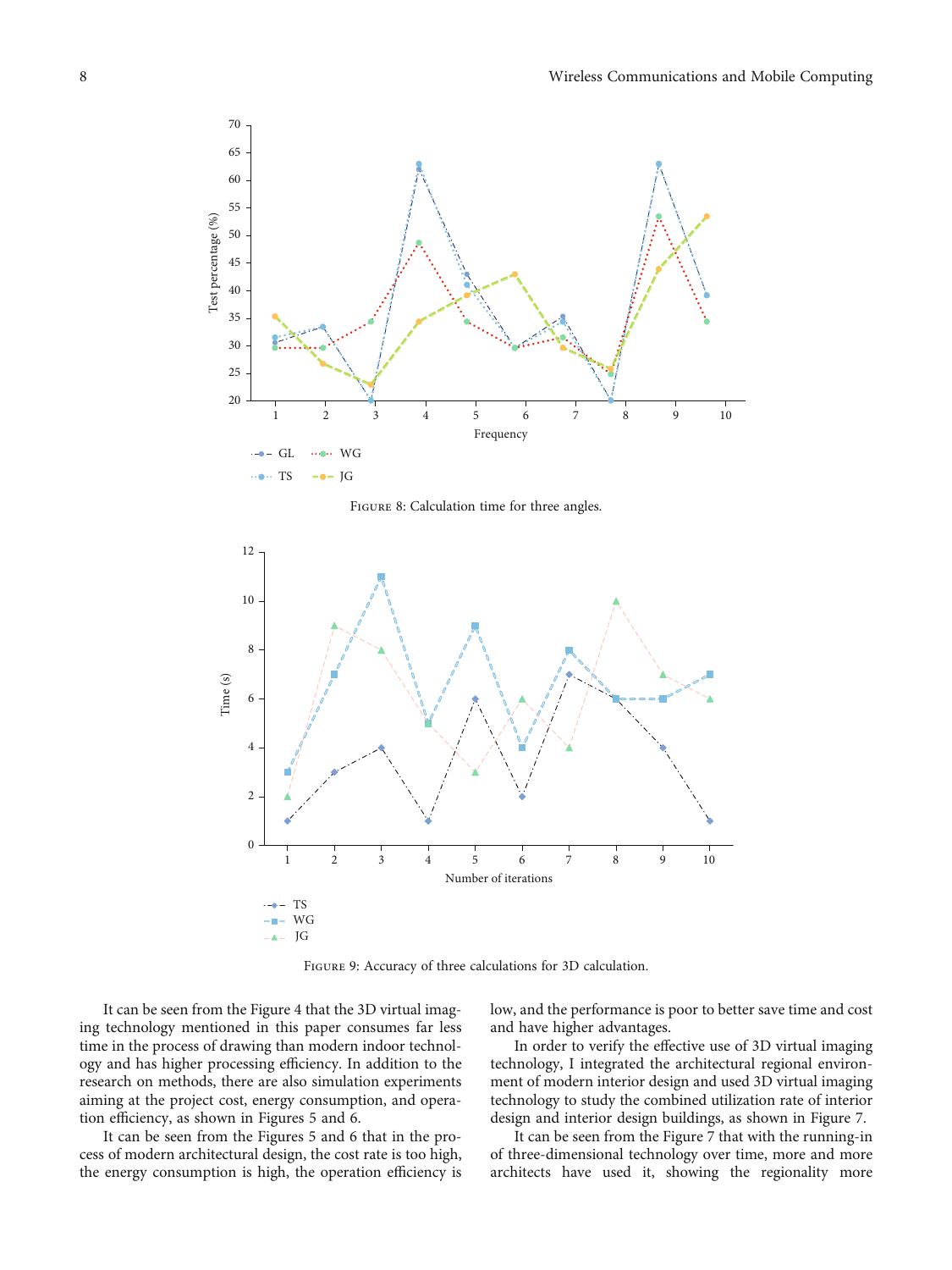Figure 8: Calculation time for three angles.

Figure 9: Accuracy of three calculations for 3D calculation.

It can be seen from the Figure 4 that the 3D virtual imaging technology mentioned in this paper consumes far less time in the process of drawing than modern indoor technology and has higher processing efficiency. In addition to the research on methods, there are also simulation experiments aiming at the project cost, energy consumption, and operation efficiency, as shown in Figures 5 and 6.

It can be seen from the Figures 5 and 6 that in the process of modern architectural design, the cost rate is too high, the energy consumption is high, the operation efficiency is low, and the performance is poor to better save time and cost and have higher advantages.

In order to verify the effective use of 3D virtual imaging technology, I integrated the architectural regional environment of modern interior design and used 3D virtual imaging technology to study the combined utilization rate of interior design and interior design buildings, as shown in Figure 7.

It can be seen from the Figure 7 that with the running-in of three-dimensional technology over time, more and more architects have used it, showing the regionality more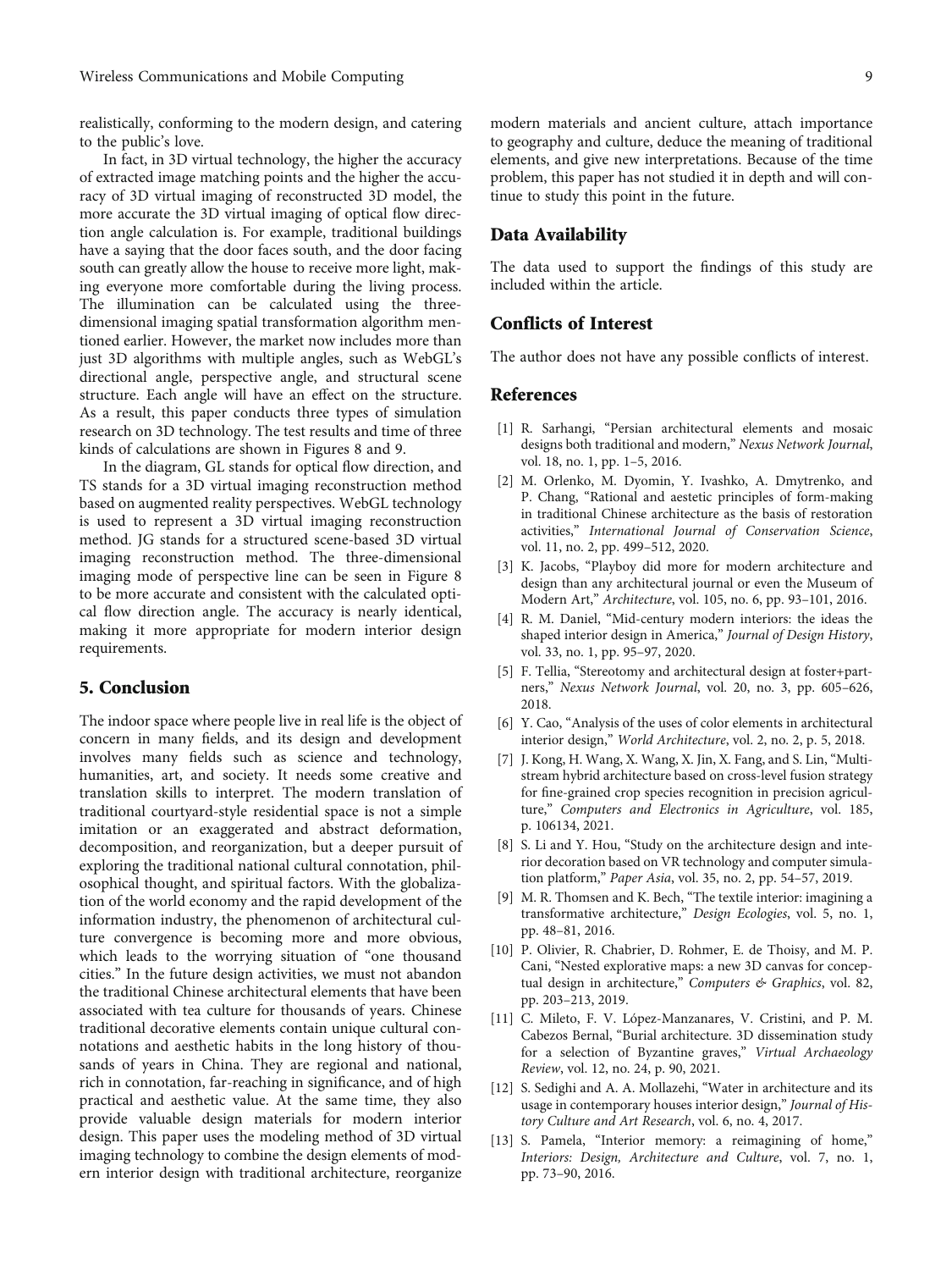realistically, conforming to the modern design, and catering to the public's love.

In fact, in 3D virtual technology, the higher the accuracy of extracted image matching points and the higher the accuracy of 3D virtual imaging of reconstructed 3D model, the more accurate the 3D virtual imaging of optical flow direction angle calculation is. For example, traditional buildings have a saying that the door faces south, and the door facing south can greatly allow the house to receive more light, making everyone more comfortable during the living process. The illumination can be calculated using the three-dimensional imaging spatial transformation algorithm mentioned earlier. However, the market now includes more than just 3D algorithms with multiple angles, such as WebGL's directional angle, perspective angle, and structural scene structure. Each angle will have an effect on the structure. As a result, this paper conducts three types of simulation research on 3D technology. The test results and time of three kinds of calculations are shown in Figures 8 and 9.

In the diagram, GL stands for optical flow direction, and TS stands for a 3D virtual imaging reconstruction method based on augmented reality perspectives. WebGL technology is used to represent a 3D virtual imaging reconstruction method. JG stands for a structured scene-based 3D virtual imaging reconstruction method. The three-dimensional imaging mode of perspective line can be seen in Figure 8 to be more accurate and consistent with the calculated optical flow direction angle. The accuracy is nearly identical, making it more appropriate for modern interior design requirements.

## 5. Conclusion

The indoor space where people live in real life is the object of concern in many fields, and its design and development involves many fields such as science and technology, humanities, art, and society. It needs some creative and translation skills to interpret. The modern translation of traditional courtyard-style residential space is not a simple imitation or an exaggerated and abstract deformation, decomposition, and reorganization, but a deeper pursuit of exploring the traditional national cultural connotation, philosophical thought, and spiritual factors. With the globalization of the world economy and the rapid development of the information industry, the phenomenon of architectural culture convergence is becoming more and more obvious, which leads to the worrying situation of "one thousand cities." In the future design activities, we must not abandon the traditional Chinese architectural elements that have been associated with tea culture for thousands of years. Chinese traditional decorative elements contain unique cultural connotations and aesthetic habits in the long history of thousands of years in China. They are regional and national, rich in connotation, far-reaching in significance, and of high practical and aesthetic value. At the same time, they also provide valuable design materials for modern interior design. This paper uses the modeling method of 3D virtual imaging technology to combine the design elements of modern interior design with traditional architecture, reorganize modern materials and ancient culture, attach importance to geography and culture, deduce the meaning of traditional elements, and give new interpretations. Because of the time problem, this paper has not studied it in depth and will continue to study this point in the future.

## Data Availability

The data used to support the findings of this study are included within the article.

## Conflicts of Interest

The author does not have any possible conflicts of interest.

## References

[1] R. Sarhangi, "Persian architectural elements and mosaic designs both traditional and modern," *Nexus Network Journal*, vol. 18, no. 1, pp. 1–5, 2016.

[2] M. Orlenko, M. Dyomin, Y. Ivashko, A. Dmytrenko, and P. Chang, "Rational and aestetic principles of form-making in traditional Chinese architecture as the basis of restoration activities," *International Journal of Conservation Science*, vol. 11, no. 2, pp. 499–512, 2020.

[3] K. Jacobs, "Playboy did more for modern architecture and design than any architectural journal or even the Museum of Modern Art," *Architecture*, vol. 105, no. 6, pp. 93–101, 2016.

[4] R. M. Daniel, "Mid-century modern interiors: the ideas the shaped interior design in America," *Journal of Design History*, vol. 33, no. 1, pp. 95–97, 2020.

[5] F. Tellia, "Stereotomy and architectural design at foster+partners," *Nexus Network Journal*, vol. 20, no. 3, pp. 605–626, 2018.

[6] Y. Cao, "Analysis of the uses of color elements in architectural interior design," *World Architecture*, vol. 2, no. 2, p. 5, 2018.

[7] J. Kong, H. Wang, X. Wang, X. Jin, X. Fang, and S. Lin, "Multi-stream hybrid architecture based on cross-level fusion strategy for fine-grained crop species recognition in precision agriculture," *Computers and Electronics in Agriculture*, vol. 185, p. 106134, 2021.

[8] S. Li and Y. Hou, "Study on the architecture design and interior decoration based on VR technology and computer simulation platform," *Paper Asia*, vol. 35, no. 2, pp. 54–57, 2019.

[9] M. R. Thomsen and K. Bech, "The textile interior: imagining a transformative architecture," *Design Ecologies*, vol. 5, no. 1, pp. 48–81, 2016.

[10] P. Olivier, R. Chabrier, D. Rohmer, E. de Thoisy, and M. P. Cani, "Nested explorative maps: a new 3D canvas for conceptual design in architecture," *Computers & Graphics*, vol. 82, pp. 203–213, 2019.

[11] C. Mileto, F. V. López-Manzanares, V. Cristini, and P. M. Cabezos Bernal, "Burial architecture. 3D dissemination study for a selection of Byzantine graves," *Virtual Archaeology Review*, vol. 12, no. 24, p. 90, 2021.

[12] S. Sedighi and A. A. Mollazehi, "Water in architecture and its usage in contemporary houses interior design," *Journal of History Culture and Art Research*, vol. 6, no. 4, 2017.

[13] S. Pamela, "Interior memory: a reimagining of home," *Interiors: Design, Architecture and Culture*, vol. 7, no. 1, pp. 73–90, 2016.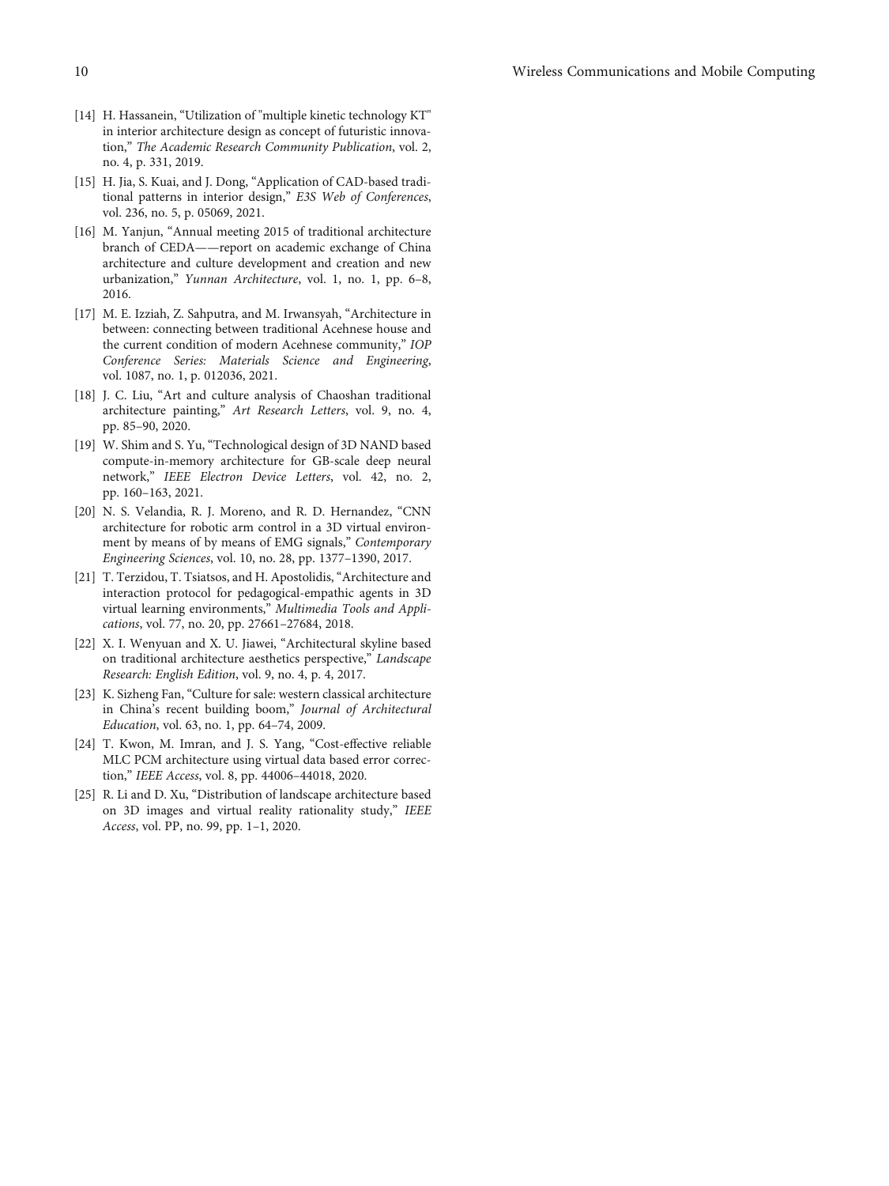[14] H. Hassanein, "Utilization of "multiple kinetic technology KT" in interior architecture design as concept of futuristic innovation," *The Academic Research Community Publication*, vol. 2, no. 4, p. 331, 2019.

[15] H. Jia, S. Kuai, and J. Dong, "Application of CAD-based traditional patterns in interior design," *E3S Web of Conferences*, vol. 236, no. 5, p. 05069, 2021.

[16] M. Yanjun, "Annual meeting 2015 of traditional architecture branch of CEDA——report on academic exchange of China architecture and culture development and creation and new urbanization," *Yunnan Architecture*, vol. 1, no. 1, pp. 6–8, 2016.

[17] M. E. Izziah, Z. Sahputra, and M. Irwansyah, "Architecture in between: connecting between traditional Acehnese house and the current condition of modern Acehnese community," *IOP Conference Series: Materials Science and Engineering*, vol. 1087, no. 1, p. 012036, 2021.

[18] J. C. Liu, "Art and culture analysis of Chaoshan traditional architecture painting," *Art Research Letters*, vol. 9, no. 4, pp. 85–90, 2020.

[19] W. Shim and S. Yu, "Technological design of 3D NAND based compute-in-memory architecture for GB-scale deep neural network," *IEEE Electron Device Letters*, vol. 42, no. 2, pp. 160–163, 2021.

[20] N. S. Velandia, R. J. Moreno, and R. D. Hernandez, "CNN architecture for robotic arm control in a 3D virtual environment by means of by means of EMG signals," *Contemporary Engineering Sciences*, vol. 10, no. 28, pp. 1377–1390, 2017.

[21] T. Terzidou, T. Tsiatsos, and H. Apostolidis, "Architecture and interaction protocol for pedagogical-empathic agents in 3D virtual learning environments," *Multimedia Tools and Applications*, vol. 77, no. 20, pp. 27661–27684, 2018.

[22] X. I. Wenyuan and X. U. Jiawei, "Architectural skyline based on traditional architecture aesthetics perspective," *Landscape Research: English Edition*, vol. 9, no. 4, p. 4, 2017.

[23] K. Sizheng Fan, "Culture for sale: western classical architecture in China's recent building boom," *Journal of Architectural Education*, vol. 63, no. 1, pp. 64–74, 2009.

[24] T. Kwon, M. Imran, and J. S. Yang, "Cost-effective reliable MLC PCM architecture using virtual data based error correction," *IEEE Access*, vol. 8, pp. 44006–44018, 2020.

[25] R. Li and D. Xu, "Distribution of landscape architecture based on 3D images and virtual reality rationality study," *IEEE Access*, vol. PP, no. 99, pp. 1–1, 2020.